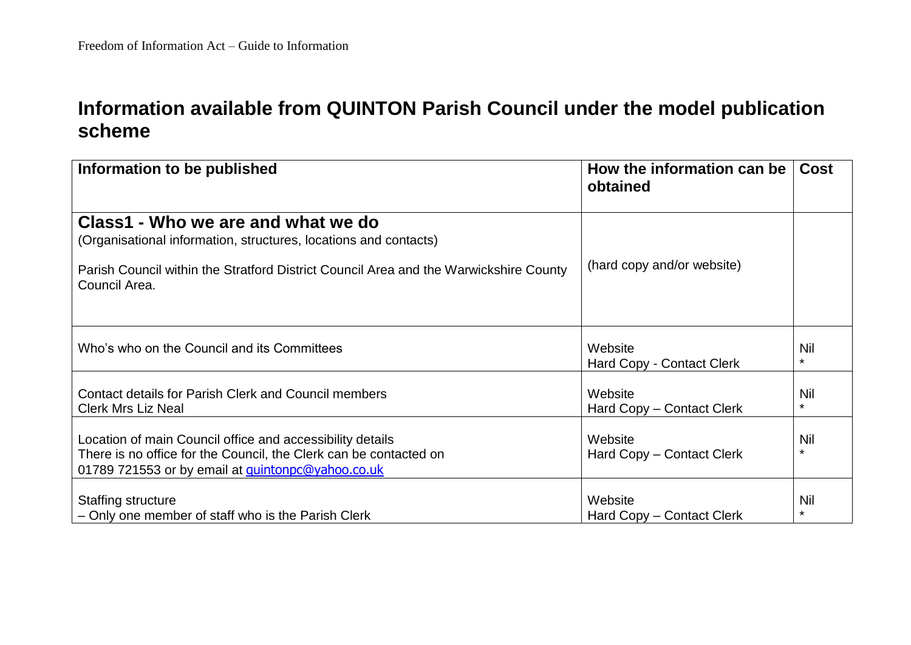# Information available from QUINTON Parish Council under the model publication scheme

| Information to be published | How the information can be obtained | Cost |
|---|---|---|
| **Class1 - Who we are and what we do**<br>(Organisational information, structures, locations and contacts)<br><br>Parish Council within the Stratford District Council Area and the Warwickshire County Council Area. | (hard copy and/or website) | |
| Who's who on the Council and its Committees | Website<br>Hard Copy - Contact Clerk | Nil<br>* |
| Contact details for Parish Clerk and Council members<br>Clerk Mrs Liz Neal | Website<br>Hard Copy – Contact Clerk | Nil<br>* |
| Location of main Council office and accessibility details<br>There is no office for the Council, the Clerk can be contacted on 01789 721553 or by email at quintonpc@yahoo.co.uk | Website<br>Hard Copy – Contact Clerk | Nil<br>* |
| Staffing structure<br>– Only one member of staff who is the Parish Clerk | Website<br>Hard Copy – Contact Clerk | Nil<br>* |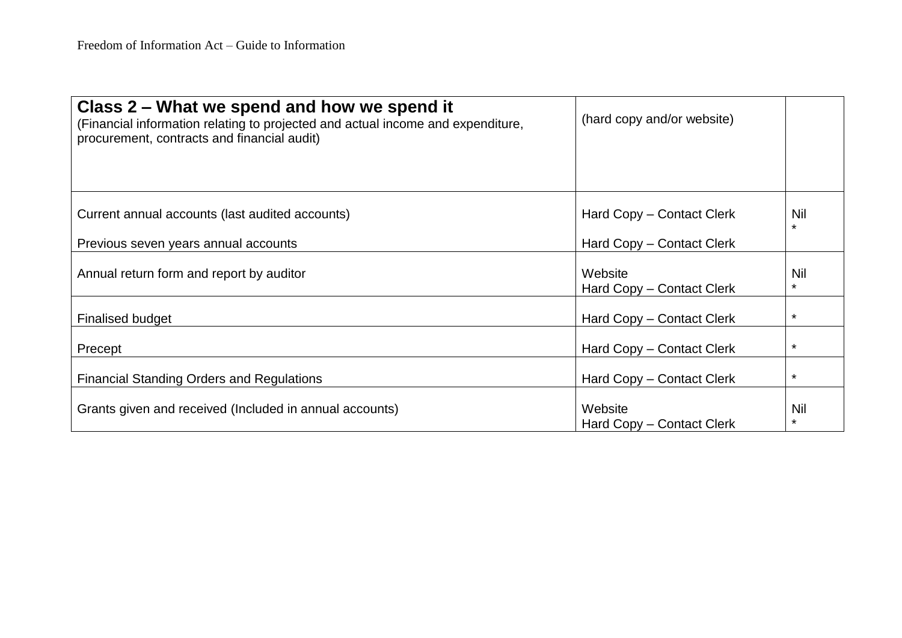| **Class 2 – What we spend and how we spend it** (Financial information relating to projected and actual income and expenditure, procurement, contracts and financial audit) | (hard copy and/or website) | |
|---|---|---|
| Current annual accounts (last audited accounts)<br><br>Previous seven years annual accounts | Hard Copy – Contact Clerk<br><br>Hard Copy – Contact Clerk | Nil<br>* |
| Annual return form and report by auditor | Website<br>Hard Copy – Contact Clerk | Nil<br>* |
| Finalised budget | Hard Copy – Contact Clerk | * |
| Precept | Hard Copy – Contact Clerk | * |
| Financial Standing Orders and Regulations | Hard Copy – Contact Clerk | * |
| Grants given and received (Included in annual accounts) | Website<br>Hard Copy – Contact Clerk | Nil<br>* |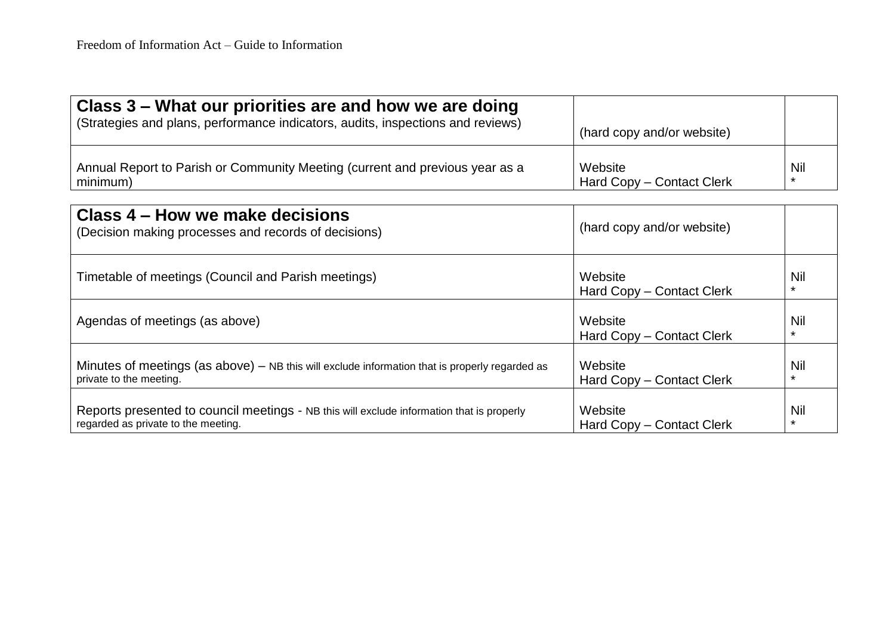| **Class 3 – What our priorities are and how we are doing** (Strategies and plans, performance indicators, audits, inspections and reviews) | (hard copy and/or website) | |
|---|---|---|
| Annual Report to Parish or Community Meeting (current and previous year as a minimum) | Website<br>Hard Copy – Contact Clerk | Nil<br>* |

| **Class 4 – How we make decisions** (Decision making processes and records of decisions) | (hard copy and/or website) | |
|---|---|---|
| Timetable of meetings (Council and Parish meetings) | Website<br>Hard Copy – Contact Clerk | Nil<br>* |
| Agendas of meetings (as above) | Website<br>Hard Copy – Contact Clerk | Nil<br>* |
| Minutes of meetings (as above) – NB this will exclude information that is properly regarded as private to the meeting. | Website<br>Hard Copy – Contact Clerk | Nil<br>* |
| Reports presented to council meetings - NB this will exclude information that is properly regarded as private to the meeting. | Website<br>Hard Copy – Contact Clerk | Nil<br>* |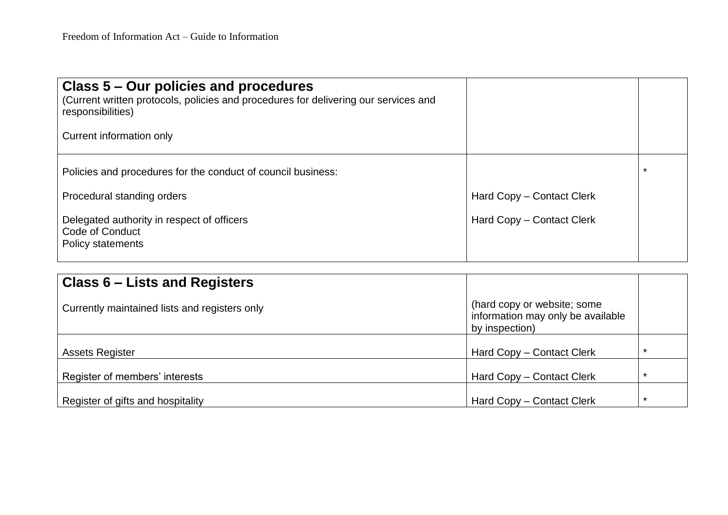| **Class 5 – Our policies and procedures**<br>(Current written protocols, policies and procedures for delivering our services and responsibilities)<br><br>Current information only | | |
|---|---|---|
| Policies and procedures for the conduct of council business:<br><br>Procedural standing orders<br><br>Delegated authority in respect of officers<br>Code of Conduct<br>Policy statements | <br><br>Hard Copy – Contact Clerk<br><br>Hard Copy – Contact Clerk | * |

| **Class 6 – Lists and Registers**<br><br>Currently maintained lists and registers only | (hard copy or website; some information may only be available by inspection) | |
|---|---|---|
| Assets Register | Hard Copy – Contact Clerk | * |
| Register of members' interests | Hard Copy – Contact Clerk | * |
| Register of gifts and hospitality | Hard Copy – Contact Clerk | * |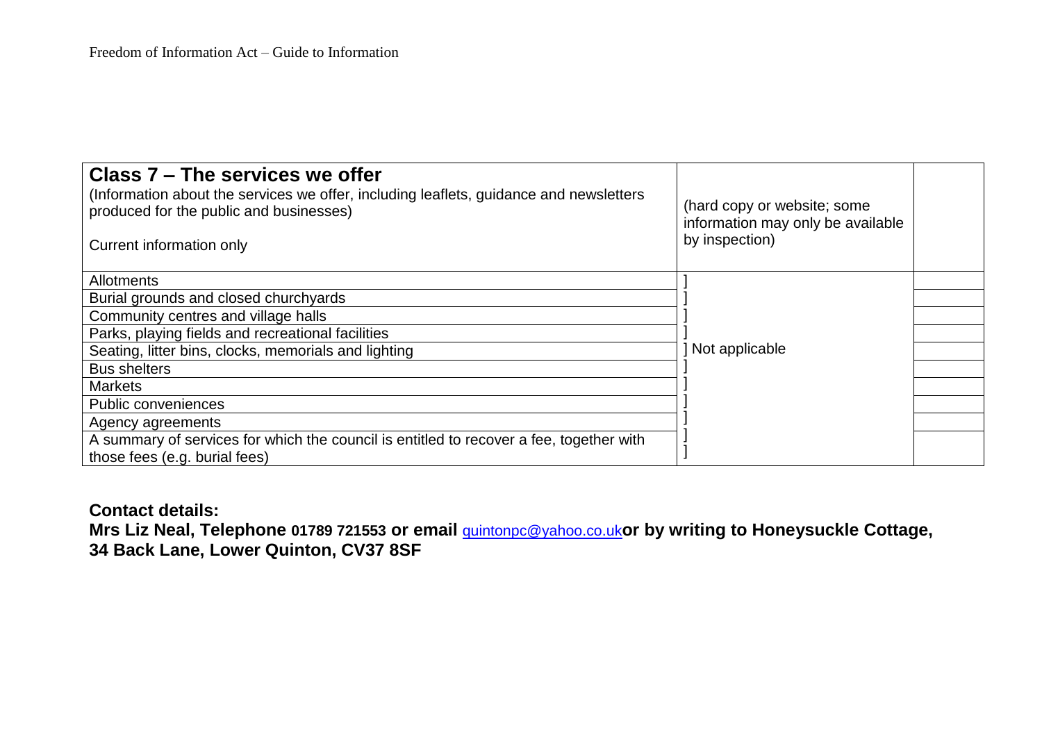| **Class 7 – The services we offer**<br>(Information about the services we offer, including leaflets, guidance and newsletters produced for the public and businesses)<br><br>Current information only | (hard copy or website; some information may only be available by inspection) | |
|---|---|---|
| Allotments | ] | |
| Burial grounds and closed churchyards | ] | |
| Community centres and village halls | ] | |
| Parks, playing fields and recreational facilities | ] | |
| Seating, litter bins, clocks, memorials and lighting | ] Not applicable | |
| Bus shelters | ] | |
| Markets | ] | |
| Public conveniences | ] | |
| Agency agreements | ] | |
| A summary of services for which the council is entitled to recover a fee, together with those fees (e.g. burial fees) | ]<br>] | |

**Contact details:**
**Mrs Liz Neal, Telephone 01789 721553 or email** quintonpc@yahoo.co.uk**or by writing to Honeysuckle Cottage, 34 Back Lane, Lower Quinton, CV37 8SF**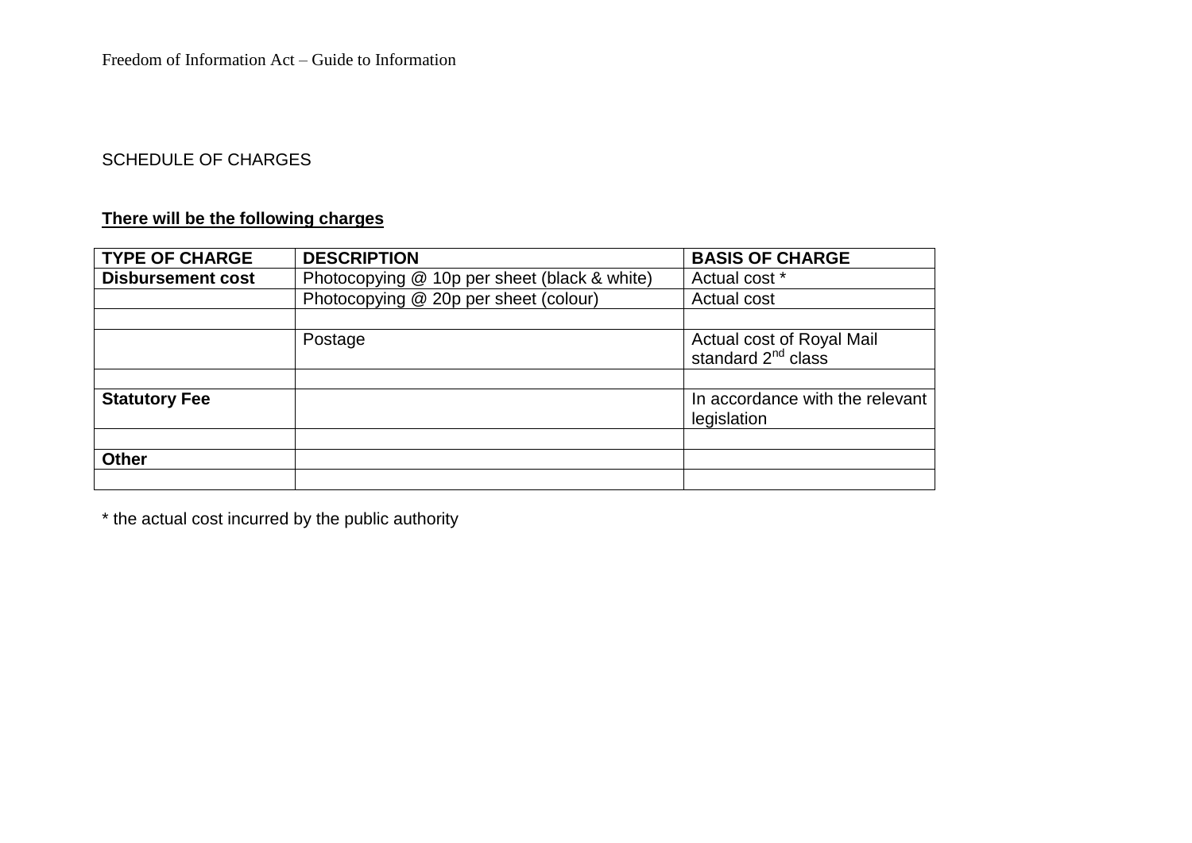SCHEDULE OF CHARGES

**<u>There will be the following charges</u>**

| **TYPE OF CHARGE** | **DESCRIPTION** | **BASIS OF CHARGE** |
|---|---|---|
| **Disbursement cost** | Photocopying @ 10p per sheet (black & white) | Actual cost * |
| | Photocopying @ 20p per sheet (colour) | Actual cost |
| | | |
| | Postage | Actual cost of Royal Mail standard 2nd class |
| | | |
| **Statutory Fee** | | In accordance with the relevant legislation |
| | | |
| **Other** | | |
| | | |

* the actual cost incurred by the public authority